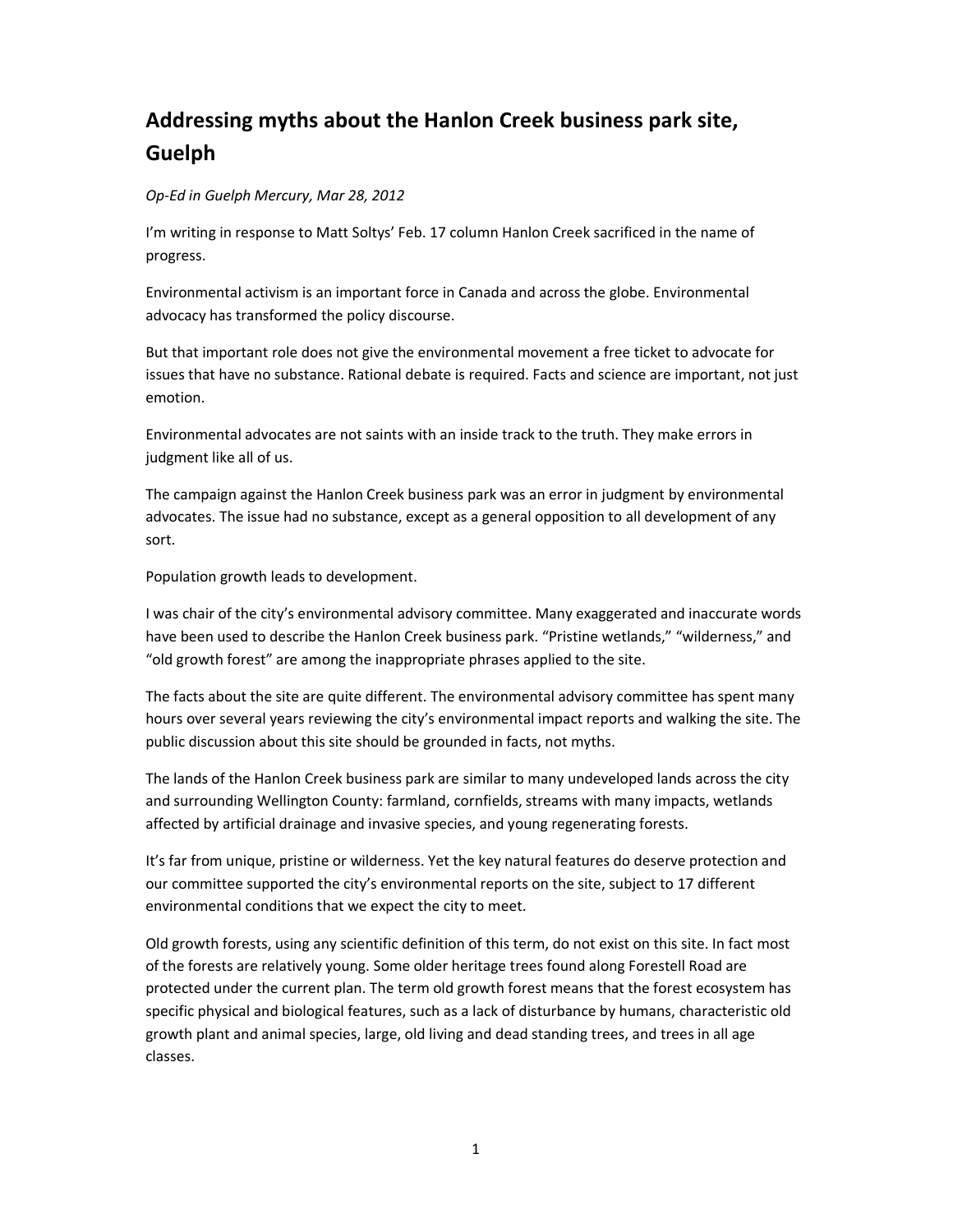# Addressing myths about the Hanlon Creek business park site, Guelph

*Op-Ed in Guelph Mercury, Mar 28, 2012*

I'm writing in response to Matt Soltys' Feb. 17 column Hanlon Creek sacrificed in the name of progress.

Environmental activism is an important force in Canada and across the globe. Environmental advocacy has transformed the policy discourse.

But that important role does not give the environmental movement a free ticket to advocate for issues that have no substance. Rational debate is required. Facts and science are important, not just emotion.

Environmental advocates are not saints with an inside track to the truth. They make errors in judgment like all of us.

The campaign against the Hanlon Creek business park was an error in judgment by environmental advocates. The issue had no substance, except as a general opposition to all development of any sort.

Population growth leads to development.

I was chair of the city's environmental advisory committee. Many exaggerated and inaccurate words have been used to describe the Hanlon Creek business park. "Pristine wetlands," "wilderness," and "old growth forest" are among the inappropriate phrases applied to the site.

The facts about the site are quite different. The environmental advisory committee has spent many hours over several years reviewing the city's environmental impact reports and walking the site. The public discussion about this site should be grounded in facts, not myths.

The lands of the Hanlon Creek business park are similar to many undeveloped lands across the city and surrounding Wellington County: farmland, cornfields, streams with many impacts, wetlands affected by artificial drainage and invasive species, and young regenerating forests.

It's far from unique, pristine or wilderness. Yet the key natural features do deserve protection and our committee supported the city's environmental reports on the site, subject to 17 different environmental conditions that we expect the city to meet.

Old growth forests, using any scientific definition of this term, do not exist on this site. In fact most of the forests are relatively young. Some older heritage trees found along Forestell Road are protected under the current plan. The term old growth forest means that the forest ecosystem has specific physical and biological features, such as a lack of disturbance by humans, characteristic old growth plant and animal species, large, old living and dead standing trees, and trees in all age classes.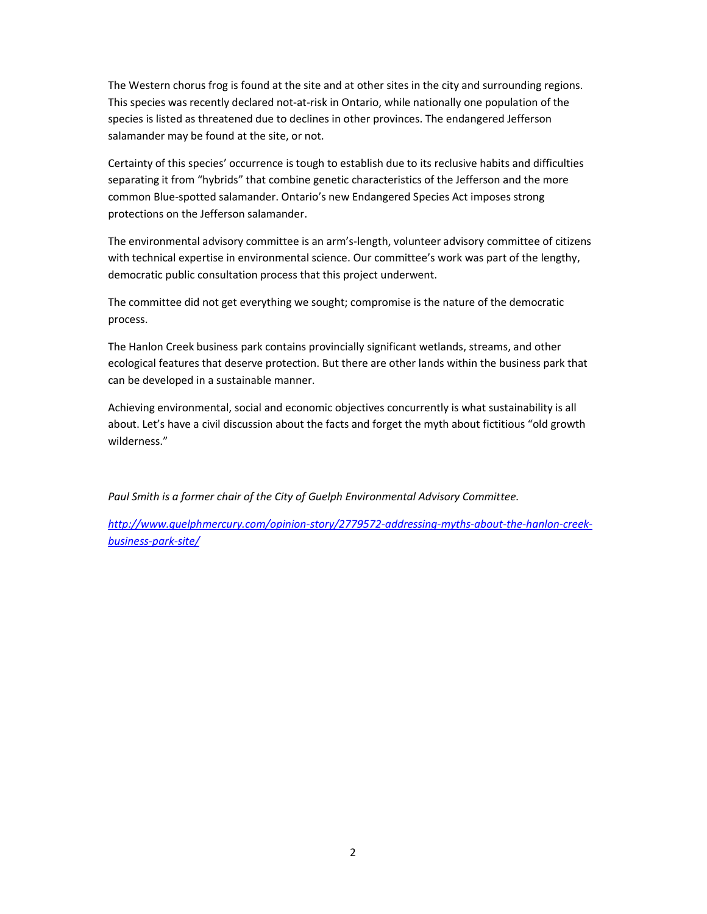The Western chorus frog is found at the site and at other sites in the city and surrounding regions. This species was recently declared not-at-risk in Ontario, while nationally one population of the species is listed as threatened due to declines in other provinces. The endangered Jefferson salamander may be found at the site, or not.

Certainty of this species' occurrence is tough to establish due to its reclusive habits and difficulties separating it from "hybrids" that combine genetic characteristics of the Jefferson and the more common Blue-spotted salamander. Ontario's new Endangered Species Act imposes strong protections on the Jefferson salamander.

The environmental advisory committee is an arm's-length, volunteer advisory committee of citizens with technical expertise in environmental science. Our committee's work was part of the lengthy, democratic public consultation process that this project underwent.

The committee did not get everything we sought; compromise is the nature of the democratic process.

The Hanlon Creek business park contains provincially significant wetlands, streams, and other ecological features that deserve protection. But there are other lands within the business park that can be developed in a sustainable manner.

Achieving environmental, social and economic objectives concurrently is what sustainability is all about. Let's have a civil discussion about the facts and forget the myth about fictitious "old growth wilderness."

*Paul Smith is a former chair of the City of Guelph Environmental Advisory Committee.*

*[http://www.guelphmercury.com/opinion-story/2779572-addressing-myths-about-the-hanlon-creek-business-park-site/](http://www.guelphmercury.com/opinion-story/2779572-addressing-myths-about-the-hanlon-creek-business-park-site/)*